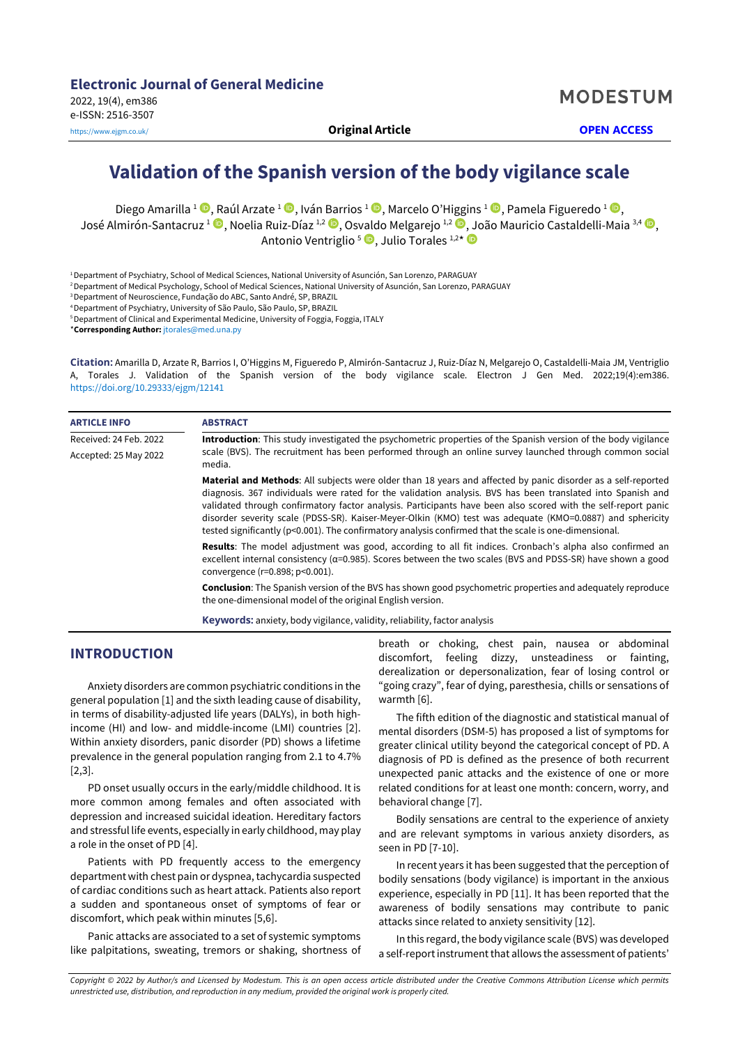Electronic Journal of General Medicine
2022, 19(4), em386
e-ISSN: 2516-3507
https://www.ejgm.co.uk/

MODESTUM

**Original Article** **OPEN ACCESS**

# Validation of the Spanish version of the body vigilance scale

Diego Amarilla [1], Raúl Arzate [1], Iván Barrios [1], Marcelo O'Higgins [1], Pamela Figueredo [1], José Almirón-Santacruz [1], Noelia Ruiz-Díaz [1,2], Osvaldo Melgarejo [1,2], João Mauricio Castaldelli-Maia [3,4], Antonio Ventriglio [5], Julio Torales [1,2]*

[1] Department of Psychiatry, School of Medical Sciences, National University of Asunción, San Lorenzo, PARAGUAY
[2] Department of Medical Psychology, School of Medical Sciences, National University of Asunción, San Lorenzo, PARAGUAY
[3] Department of Neuroscience, Fundação do ABC, Santo André, SP, BRAZIL
[4] Department of Psychiatry, University of São Paulo, São Paulo, SP, BRAZIL
[5] Department of Clinical and Experimental Medicine, University of Foggia, Foggia, ITALY
***Corresponding Author:** jtorales@med.una.py

**Citation:** Amarilla D, Arzate R, Barrios I, O'Higgins M, Figueredo P, Almirón-Santacruz J, Ruiz-Díaz N, Melgarejo O, Castaldelli-Maia JM, Ventriglio A, Torales J. Validation of the Spanish version of the body vigilance scale. Electron J Gen Med. 2022;19(4):em386. https://doi.org/10.29333/ejgm/12141

**ARTICLE INFO**

Received: 24 Feb. 2022

Accepted: 25 May 2022

**ABSTRACT**

**Introduction**: This study investigated the psychometric properties of the Spanish version of the body vigilance scale (BVS). The recruitment has been performed through an online survey launched through common social media.

**Material and Methods**: All subjects were older than 18 years and affected by panic disorder as a self-reported diagnosis. 367 individuals were rated for the validation analysis. BVS has been translated into Spanish and validated through confirmatory factor analysis. Participants have been also scored with the self-report panic disorder severity scale (PDSS-SR). Kaiser-Meyer-Olkin (KMO) test was adequate (KMO=0.0887) and sphericity tested significantly (p<0.001). The confirmatory analysis confirmed that the scale is one-dimensional.

**Results**: The model adjustment was good, according to all fit indices. Cronbach's alpha also confirmed an excellent internal consistency (α=0.985). Scores between the two scales (BVS and PDSS-SR) have shown a good convergence (r=0.898; p<0.001).

**Conclusion**: The Spanish version of the BVS has shown good psychometric properties and adequately reproduce the one-dimensional model of the original English version.

**Keywords:** anxiety, body vigilance, validity, reliability, factor analysis

## INTRODUCTION

Anxiety disorders are common psychiatric conditions in the general population [1] and the sixth leading cause of disability, in terms of disability-adjusted life years (DALYs), in both high-income (HI) and low- and middle-income (LMI) countries [2]. Within anxiety disorders, panic disorder (PD) shows a lifetime prevalence in the general population ranging from 2.1 to 4.7% [2,3].

PD onset usually occurs in the early/middle childhood. It is more common among females and often associated with depression and increased suicidal ideation. Hereditary factors and stressful life events, especially in early childhood, may play a role in the onset of PD [4].

Patients with PD frequently access to the emergency department with chest pain or dyspnea, tachycardia suspected of cardiac conditions such as heart attack. Patients also report a sudden and spontaneous onset of symptoms of fear or discomfort, which peak within minutes [5,6].

Panic attacks are associated to a set of systemic symptoms like palpitations, sweating, tremors or shaking, shortness of breath or choking, chest pain, nausea or abdominal discomfort, feeling dizzy, unsteadiness or fainting, derealization or depersonalization, fear of losing control or "going crazy", fear of dying, paresthesia, chills or sensations of warmth [6].

The fifth edition of the diagnostic and statistical manual of mental disorders (DSM-5) has proposed a list of symptoms for greater clinical utility beyond the categorical concept of PD. A diagnosis of PD is defined as the presence of both recurrent unexpected panic attacks and the existence of one or more related conditions for at least one month: concern, worry, and behavioral change [7].

Bodily sensations are central to the experience of anxiety and are relevant symptoms in various anxiety disorders, as seen in PD [7-10].

In recent years it has been suggested that the perception of bodily sensations (body vigilance) is important in the anxious experience, especially in PD [11]. It has been reported that the awareness of bodily sensations may contribute to panic attacks since related to anxiety sensitivity [12].

In this regard, the body vigilance scale (BVS) was developed a self-report instrument that allows the assessment of patients'

*Copyright © 2022 by Author/s and Licensed by Modestum. This is an open access article distributed under the Creative Commons Attribution License which permits unrestricted use, distribution, and reproduction in any medium, provided the original work is properly cited.*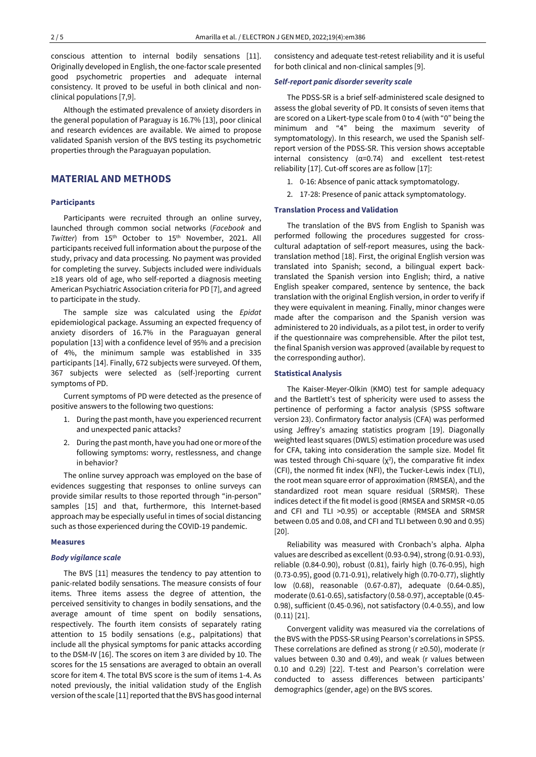conscious attention to internal bodily sensations [11]. Originally developed in English, the one-factor scale presented good psychometric properties and adequate internal consistency. It proved to be useful in both clinical and non-clinical populations [7,9].

Although the estimated prevalence of anxiety disorders in the general population of Paraguay is 16.7% [13], poor clinical and research evidences are available. We aimed to propose validated Spanish version of the BVS testing its psychometric properties through the Paraguayan population.

## MATERIAL AND METHODS

### Participants

Participants were recruited through an online survey, launched through common social networks (*Facebook* and *Twitter*) from 15th October to 15th November, 2021. All participants received full information about the purpose of the study, privacy and data processing. No payment was provided for completing the survey. Subjects included were individuals ≥18 years old of age, who self-reported a diagnosis meeting American Psychiatric Association criteria for PD [7], and agreed to participate in the study.

The sample size was calculated using the *Epidat* epidemiological package. Assuming an expected frequency of anxiety disorders of 16.7% in the Paraguayan general population [13] with a confidence level of 95% and a precision of 4%, the minimum sample was established in 335 participants [14]. Finally, 672 subjects were surveyed. Of them, 367 subjects were selected as (self-)reporting current symptoms of PD.

Current symptoms of PD were detected as the presence of positive answers to the following two questions:

1. During the past month, have you experienced recurrent and unexpected panic attacks?
2. During the past month, have you had one or more of the following symptoms: worry, restlessness, and change in behavior?

The online survey approach was employed on the base of evidences suggesting that responses to online surveys can provide similar results to those reported through "in-person" samples [15] and that, furthermore, this Internet-based approach may be especially useful in times of social distancing such as those experienced during the COVID-19 pandemic.

### Measures

#### *Body vigilance scale*

The BVS [11] measures the tendency to pay attention to panic-related bodily sensations. The measure consists of four items. Three items assess the degree of attention, the perceived sensitivity to changes in bodily sensations, and the average amount of time spent on bodily sensations, respectively. The fourth item consists of separately rating attention to 15 bodily sensations (e.g., palpitations) that include all the physical symptoms for panic attacks according to the DSM-IV [16]. The scores on item 3 are divided by 10. The scores for the 15 sensations are averaged to obtain an overall score for item 4. The total BVS score is the sum of items 1-4. As noted previously, the initial validation study of the English version of the scale [11] reported that the BVS has good internal consistency and adequate test-retest reliability and it is useful for both clinical and non-clinical samples [9].

#### *Self-report panic disorder severity scale*

The PDSS-SR is a brief self-administered scale designed to assess the global severity of PD. It consists of seven items that are scored on a Likert-type scale from 0 to 4 (with "0" being the minimum and "4" being the maximum severity of symptomatology). In this research, we used the Spanish self-report version of the PDSS-SR. This version shows acceptable internal consistency (α=0.74) and excellent test-retest reliability [17]. Cut-off scores are as follow [17]:

1. 0-16: Absence of panic attack symptomatology.
2. 17-28: Presence of panic attack symptomatology.

### Translation Process and Validation

The translation of the BVS from English to Spanish was performed following the procedures suggested for cross-cultural adaptation of self-report measures, using the back-translation method [18]. First, the original English version was translated into Spanish; second, a bilingual expert back-translated the Spanish version into English; third, a native English speaker compared, sentence by sentence, the back translation with the original English version, in order to verify if they were equivalent in meaning. Finally, minor changes were made after the comparison and the Spanish version was administered to 20 individuals, as a pilot test, in order to verify if the questionnaire was comprehensible. After the pilot test, the final Spanish version was approved (available by request to the corresponding author).

### Statistical Analysis

The Kaiser-Meyer-Olkin (KMO) test for sample adequacy and the Bartlett's test of sphericity were used to assess the pertinence of performing a factor analysis (SPSS software version 23). Confirmatory factor analysis (CFA) was performed using Jeffrey's amazing statistics program [19]. Diagonally weighted least squares (DWLS) estimation procedure was used for CFA, taking into consideration the sample size. Model fit was tested through Chi-square ($\chi^2$), the comparative fit index (CFI), the normed fit index (NFI), the Tucker-Lewis index (TLI), the root mean square error of approximation (RMSEA), and the standardized root mean square residual (SRMSR). These indices detect if the fit model is good (RMSEA and SRMSR <0.05 and CFI and TLI >0.95) or acceptable (RMSEA and SRMSR between 0.05 and 0.08, and CFI and TLI between 0.90 and 0.95) [20].

Reliability was measured with Cronbach's alpha. Alpha values are described as excellent (0.93-0.94), strong (0.91-0.93), reliable (0.84-0.90), robust (0.81), fairly high (0.76-0.95), high (0.73-0.95), good (0.71-0.91), relatively high (0.70-0.77), slightly low (0.68), reasonable (0.67-0.87), adequate (0.64-0.85), moderate (0.61-0.65), satisfactory (0.58-0.97), acceptable (0.45-0.98), sufficient (0.45-0.96), not satisfactory (0.4-0.55), and low (0.11) [21].

Convergent validity was measured via the correlations of the BVS with the PDSS-SR using Pearson's correlations in SPSS. These correlations are defined as strong (r ≥0.50), moderate (r values between 0.30 and 0.49), and weak (r values between 0.10 and 0.29) [22]. T-test and Pearson's correlation were conducted to assess differences between participants' demographics (gender, age) on the BVS scores.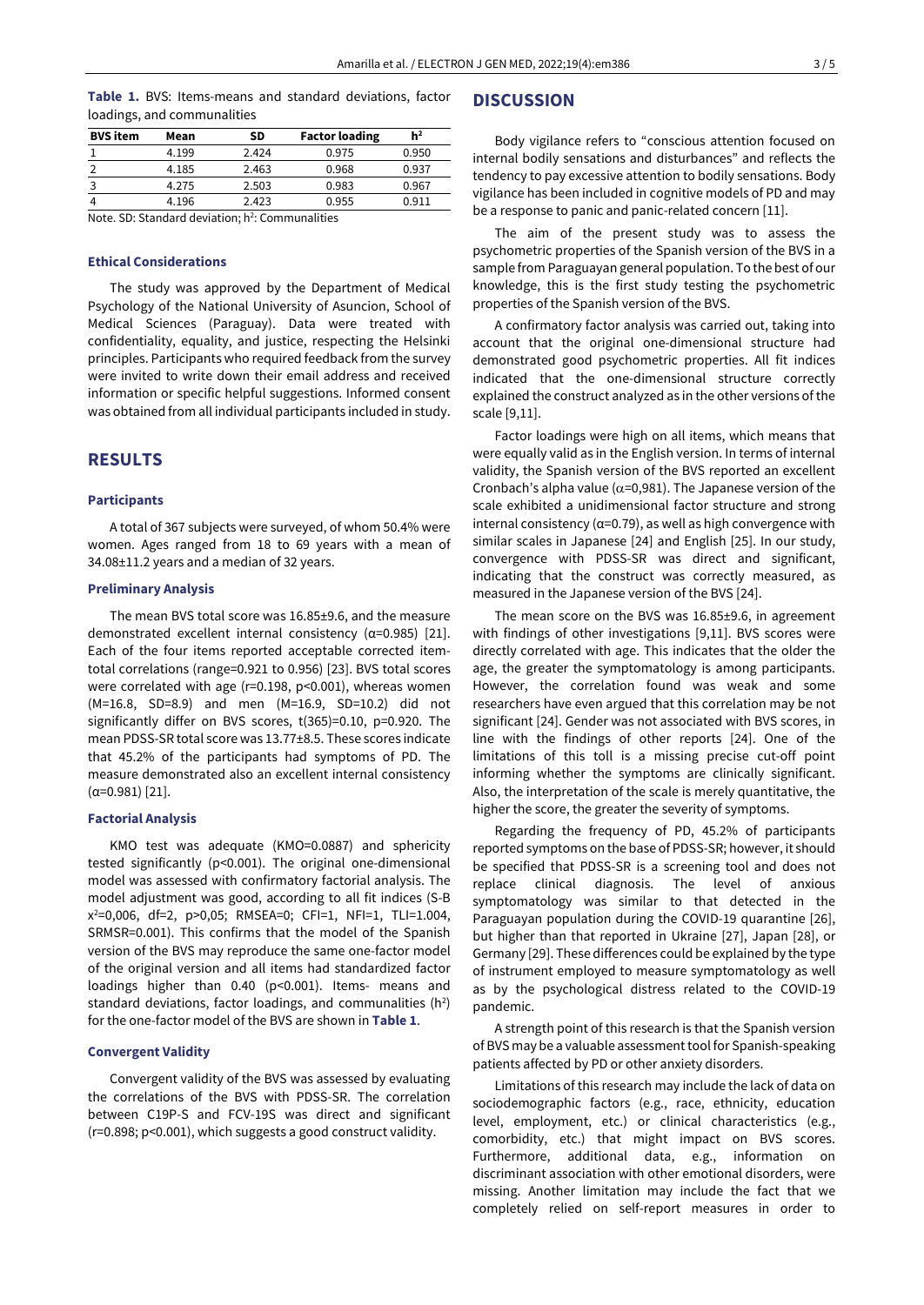**Table 1.** BVS: Items-means and standard deviations, factor loadings, and communalities

| BVS item | Mean | SD | Factor loading | $h^2$ |
|---|---|---|---|---|
| 1 | 4.199 | 2.424 | 0.975 | 0.950 |
| 2 | 4.185 | 2.463 | 0.968 | 0.937 |
| 3 | 4.275 | 2.503 | 0.983 | 0.967 |
| 4 | 4.196 | 2.423 | 0.955 | 0.911 |

Note. SD: Standard deviation; $h^2$: Communalities

### Ethical Considerations

The study was approved by the Department of Medical Psychology of the National University of Asuncion, School of Medical Sciences (Paraguay). Data were treated with confidentiality, equality, and justice, respecting the Helsinki principles. Participants who required feedback from the survey were invited to write down their email address and received information or specific helpful suggestions. Informed consent was obtained from all individual participants included in study.

## RESULTS

### Participants

A total of 367 subjects were surveyed, of whom 50.4% were women. Ages ranged from 18 to 69 years with a mean of 34.08±11.2 years and a median of 32 years.

### Preliminary Analysis

The mean BVS total score was 16.85±9.6, and the measure demonstrated excellent internal consistency (α=0.985) [21]. Each of the four items reported acceptable corrected item-total correlations (range=0.921 to 0.956) [23]. BVS total scores were correlated with age (r=0.198, p<0.001), whereas women (M=16.8, SD=8.9) and men (M=16.9, SD=10.2) did not significantly differ on BVS scores, t(365)=0.10, p=0.920. The mean PDSS-SR total score was 13.77±8.5. These scores indicate that 45.2% of the participants had symptoms of PD. The measure demonstrated also an excellent internal consistency (α=0.981) [21].

### Factorial Analysis

KMO test was adequate (KMO=0.0887) and sphericity tested significantly (p<0.001). The original one-dimensional model was assessed with confirmatory factorial analysis. The model adjustment was good, according to all fit indices (S-B $x^2$=0,006, df=2, p>0,05; RMSEA=0; CFI=1, NFI=1, TLI=1.004, SRMSR=0.001). This confirms that the model of the Spanish version of the BVS may reproduce the same one-factor model of the original version and all items had standardized factor loadings higher than 0.40 (p<0.001). Items- means and standard deviations, factor loadings, and communalities ($h^2$) for the one-factor model of the BVS are shown in **Table 1**.

### Convergent Validity

Convergent validity of the BVS was assessed by evaluating the correlations of the BVS with PDSS-SR. The correlation between C19P-S and FCV-19S was direct and significant (r=0.898; p<0.001), which suggests a good construct validity.

## DISCUSSION

Body vigilance refers to "conscious attention focused on internal bodily sensations and disturbances" and reflects the tendency to pay excessive attention to bodily sensations. Body vigilance has been included in cognitive models of PD and may be a response to panic and panic-related concern [11].

The aim of the present study was to assess the psychometric properties of the Spanish version of the BVS in a sample from Paraguayan general population. To the best of our knowledge, this is the first study testing the psychometric properties of the Spanish version of the BVS.

A confirmatory factor analysis was carried out, taking into account that the original one-dimensional structure had demonstrated good psychometric properties. All fit indices indicated that the one-dimensional structure correctly explained the construct analyzed as in the other versions of the scale [9,11].

Factor loadings were high on all items, which means that were equally valid as in the English version. In terms of internal validity, the Spanish version of the BVS reported an excellent Cronbach's alpha value (α=0,981). The Japanese version of the scale exhibited a unidimensional factor structure and strong internal consistency (α=0.79), as well as high convergence with similar scales in Japanese [24] and English [25]. In our study, convergence with PDSS-SR was direct and significant, indicating that the construct was correctly measured, as measured in the Japanese version of the BVS [24].

The mean score on the BVS was 16.85±9.6, in agreement with findings of other investigations [9,11]. BVS scores were directly correlated with age. This indicates that the older the age, the greater the symptomatology is among participants. However, the correlation found was weak and some researchers have even argued that this correlation may be not significant [24]. Gender was not associated with BVS scores, in line with the findings of other reports [24]. One of the limitations of this toll is a missing precise cut-off point informing whether the symptoms are clinically significant. Also, the interpretation of the scale is merely quantitative, the higher the score, the greater the severity of symptoms.

Regarding the frequency of PD, 45.2% of participants reported symptoms on the base of PDSS-SR; however, it should be specified that PDSS-SR is a screening tool and does not replace clinical diagnosis. The level of anxious symptomatology was similar to that detected in the Paraguayan population during the COVID-19 quarantine [26], but higher than that reported in Ukraine [27], Japan [28], or Germany [29]. These differences could be explained by the type of instrument employed to measure symptomatology as well as by the psychological distress related to the COVID-19 pandemic.

A strength point of this research is that the Spanish version of BVS may be a valuable assessment tool for Spanish-speaking patients affected by PD or other anxiety disorders.

Limitations of this research may include the lack of data on sociodemographic factors (e.g., race, ethnicity, education level, employment, etc.) or clinical characteristics (e.g., comorbidity, etc.) that might impact on BVS scores. Furthermore, additional data, e.g., information on discriminant association with other emotional disorders, were missing. Another limitation may include the fact that we completely relied on self-report measures in order to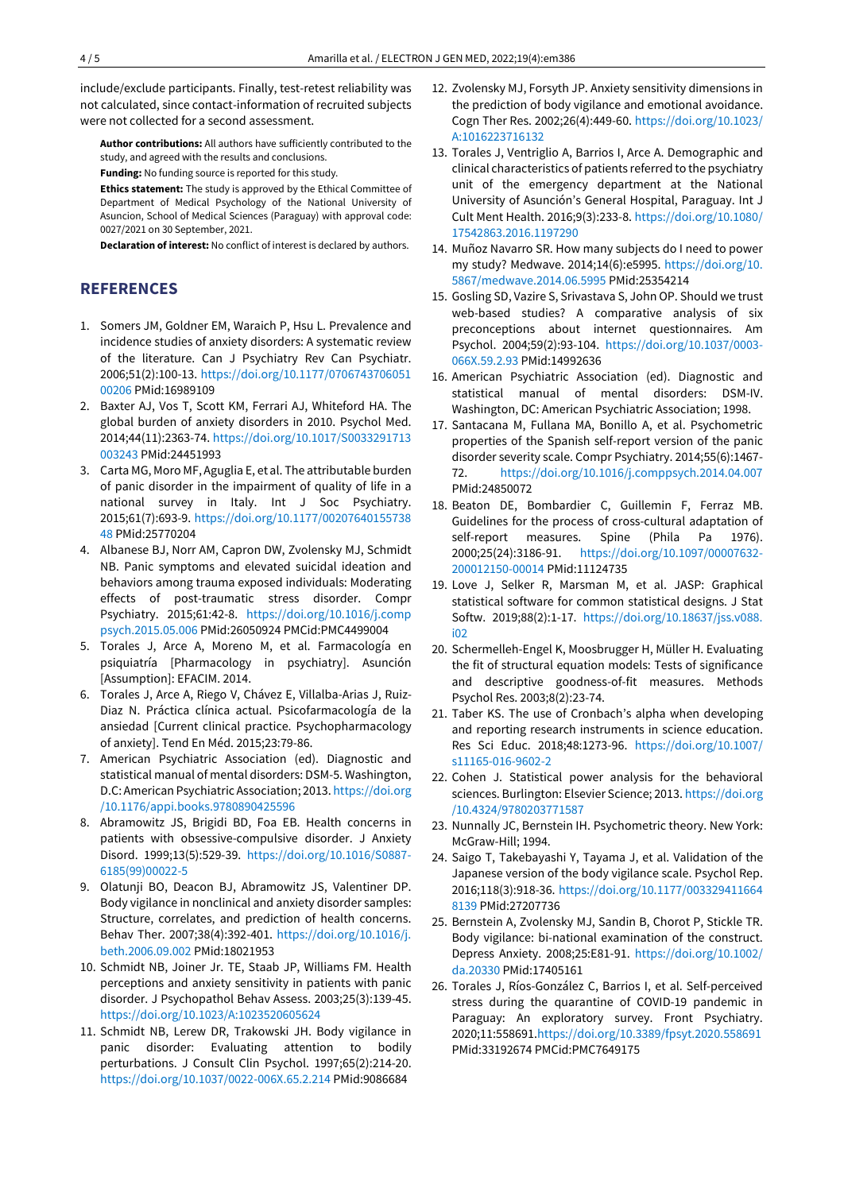include/exclude participants. Finally, test-retest reliability was not calculated, since contact-information of recruited subjects were not collected for a second assessment.

**Author contributions:** All authors have sufficiently contributed to the study, and agreed with the results and conclusions.

**Funding:** No funding source is reported for this study.

**Ethics statement:** The study is approved by the Ethical Committee of Department of Medical Psychology of the National University of Asuncion, School of Medical Sciences (Paraguay) with approval code: 0027/2021 on 30 September, 2021.

**Declaration of interest:** No conflict of interest is declared by authors.

## REFERENCES

1. Somers JM, Goldner EM, Waraich P, Hsu L. Prevalence and incidence studies of anxiety disorders: A systematic review of the literature. Can J Psychiatry Rev Can Psychiatr. 2006;51(2):100-13. https://doi.org/10.1177/070674370605100206 PMid:16989109
2. Baxter AJ, Vos T, Scott KM, Ferrari AJ, Whiteford HA. The global burden of anxiety disorders in 2010. Psychol Med. 2014;44(11):2363-74. https://doi.org/10.1017/S0033291713003243 PMid:24451993
3. Carta MG, Moro MF, Aguglia E, et al. The attributable burden of panic disorder in the impairment of quality of life in a national survey in Italy. Int J Soc Psychiatry. 2015;61(7):693-9. https://doi.org/10.1177/0020764015573848 PMid:25770204
4. Albanese BJ, Norr AM, Capron DW, Zvolensky MJ, Schmidt NB. Panic symptoms and elevated suicidal ideation and behaviors among trauma exposed individuals: Moderating effects of post-traumatic stress disorder. Compr Psychiatry. 2015;61:42-8. https://doi.org/10.1016/j.comppsych.2015.05.006 PMid:26050924 PMCid:PMC4499004
5. Torales J, Arce A, Moreno M, et al. Farmacología en psiquiatría [Pharmacology in psychiatry]. Asunción [Assumption]: EFACIM. 2014.
6. Torales J, Arce A, Riego V, Chávez E, Villalba-Arias J, Ruiz-Diaz N. Práctica clínica actual. Psicofarmacología de la ansiedad [Current clinical practice. Psychopharmacology of anxiety]. Tend En Méd. 2015;23:79-86.
7. American Psychiatric Association (ed). Diagnostic and statistical manual of mental disorders: DSM-5. Washington, D.C: American Psychiatric Association; 2013. https://doi.org/10.1176/appi.books.9780890425596
8. Abramowitz JS, Brigidi BD, Foa EB. Health concerns in patients with obsessive-compulsive disorder. J Anxiety Disord. 1999;13(5):529-39. https://doi.org/10.1016/S0887-6185(99)00022-5
9. Olatunji BO, Deacon BJ, Abramowitz JS, Valentiner DP. Body vigilance in nonclinical and anxiety disorder samples: Structure, correlates, and prediction of health concerns. Behav Ther. 2007;38(4):392-401. https://doi.org/10.1016/j.beth.2006.09.002 PMid:18021953
10. Schmidt NB, Joiner Jr. TE, Staab JP, Williams FM. Health perceptions and anxiety sensitivity in patients with panic disorder. J Psychopathol Behav Assess. 2003;25(3):139-45. https://doi.org/10.1023/A:1023520605624
11. Schmidt NB, Lerew DR, Trakowski JH. Body vigilance in panic disorder: Evaluating attention to bodily perturbations. J Consult Clin Psychol. 1997;65(2):214-20. https://doi.org/10.1037/0022-006X.65.2.214 PMid:9086684
12. Zvolensky MJ, Forsyth JP. Anxiety sensitivity dimensions in the prediction of body vigilance and emotional avoidance. Cogn Ther Res. 2002;26(4):449-60. https://doi.org/10.1023/A:1016223716132
13. Torales J, Ventriglio A, Barrios I, Arce A. Demographic and clinical characteristics of patients referred to the psychiatry unit of the emergency department at the National University of Asunción's General Hospital, Paraguay. Int J Cult Ment Health. 2016;9(3):233-8. https://doi.org/10.1080/17542863.2016.1197290
14. Muñoz Navarro SR. How many subjects do I need to power my study? Medwave. 2014;14(6):e5995. https://doi.org/10.5867/medwave.2014.06.5995 PMid:25354214
15. Gosling SD, Vazire S, Srivastava S, John OP. Should we trust web-based studies? A comparative analysis of six preconceptions about internet questionnaires. Am Psychol. 2004;59(2):93-104. https://doi.org/10.1037/0003-066X.59.2.93 PMid:14992636
16. American Psychiatric Association (ed). Diagnostic and statistical manual of mental disorders: DSM-IV. Washington, DC: American Psychiatric Association; 1998.
17. Santacana M, Fullana MA, Bonillo A, et al. Psychometric properties of the Spanish self-report version of the panic disorder severity scale. Compr Psychiatry. 2014;55(6):1467-72. https://doi.org/10.1016/j.comppsych.2014.04.007 PMid:24850072
18. Beaton DE, Bombardier C, Guillemin F, Ferraz MB. Guidelines for the process of cross-cultural adaptation of self-report measures. Spine (Phila Pa 1976). 2000;25(24):3186-91. https://doi.org/10.1097/00007632-200012150-00014 PMid:11124735
19. Love J, Selker R, Marsman M, et al. JASP: Graphical statistical software for common statistical designs. J Stat Softw. 2019;88(2):1-17. https://doi.org/10.18637/jss.v088.i02
20. Schermelleh-Engel K, Moosbrugger H, Müller H. Evaluating the fit of structural equation models: Tests of significance and descriptive goodness-of-fit measures. Methods Psychol Res. 2003;8(2):23-74.
21. Taber KS. The use of Cronbach's alpha when developing and reporting research instruments in science education. Res Sci Educ. 2018;48:1273-96. https://doi.org/10.1007/s11165-016-9602-2
22. Cohen J. Statistical power analysis for the behavioral sciences. Burlington: Elsevier Science; 2013. https://doi.org/10.4324/9780203771587
23. Nunnally JC, Bernstein IH. Psychometric theory. New York: McGraw-Hill; 1994.
24. Saigo T, Takebayashi Y, Tayama J, et al. Validation of the Japanese version of the body vigilance scale. Psychol Rep. 2016;118(3):918-36. https://doi.org/10.1177/0033294116648139 PMid:27207736
25. Bernstein A, Zvolensky MJ, Sandin B, Chorot P, Stickle TR. Body vigilance: bi-national examination of the construct. Depress Anxiety. 2008;25:E81-91. https://doi.org/10.1002/da.20330 PMid:17405161
26. Torales J, Ríos-González C, Barrios I, et al. Self-perceived stress during the quarantine of COVID-19 pandemic in Paraguay: An exploratory survey. Front Psychiatry. 2020;11:558691.https://doi.org/10.3389/fpsyt.2020.558691 PMid:33192674 PMCid:PMC7649175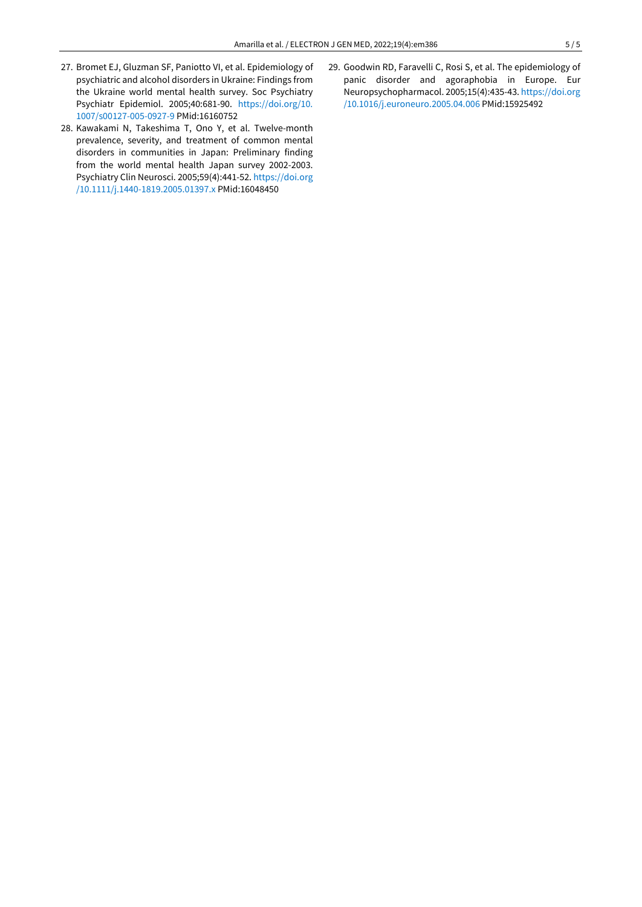27. Bromet EJ, Gluzman SF, Paniotto VI, et al. Epidemiology of psychiatric and alcohol disorders in Ukraine: Findings from the Ukraine world mental health survey. Soc Psychiatry Psychiatr Epidemiol. 2005;40:681-90. https://doi.org/10.1007/s00127-005-0927-9 PMid:16160752
28. Kawakami N, Takeshima T, Ono Y, et al. Twelve-month prevalence, severity, and treatment of common mental disorders in communities in Japan: Preliminary finding from the world mental health Japan survey 2002-2003. Psychiatry Clin Neurosci. 2005;59(4):441-52. https://doi.org/10.1111/j.1440-1819.2005.01397.x PMid:16048450
29. Goodwin RD, Faravelli C, Rosi S, et al. The epidemiology of panic disorder and agoraphobia in Europe. Eur Neuropsychopharmacol. 2005;15(4):435-43. https://doi.org/10.1016/j.euroneuro.2005.04.006 PMid:15925492